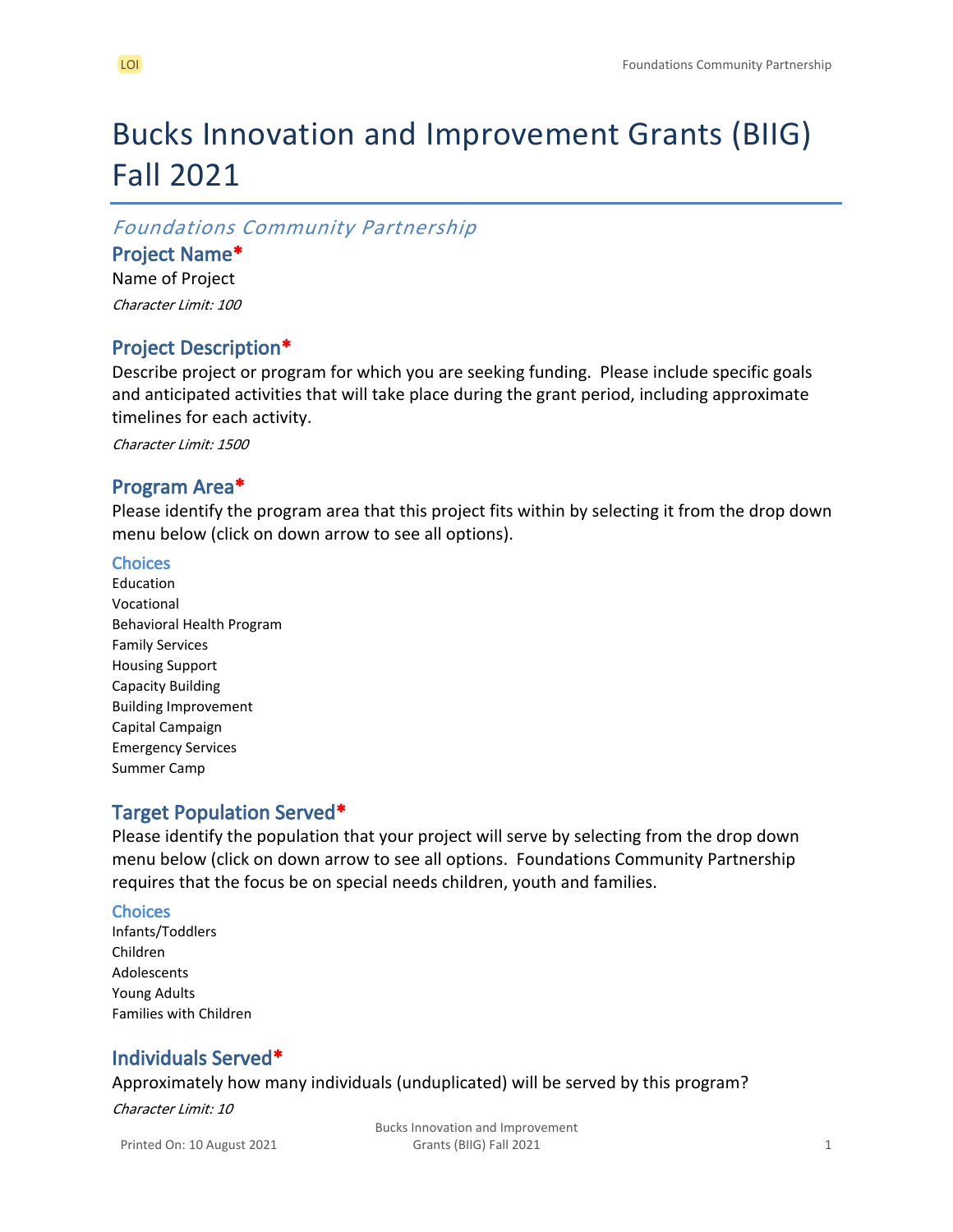# Bucks Innovation and Improvement Grants (BIIG) Fall 2021

*Foundations Community Partnership*

## Project Name*

Name of Project

*Character Limit: 100*

## Project Description*

Describe project or program for which you are seeking funding. Please include specific goals and anticipated activities that will take place during the grant period, including approximate timelines for each activity.

*Character Limit: 1500*

## Program Area*

Please identify the program area that this project fits within by selecting it from the drop down menu below (click on down arrow to see all options).

### Choices

Education
Vocational
Behavioral Health Program
Family Services
Housing Support
Capacity Building
Building Improvement
Capital Campaign
Emergency Services
Summer Camp

## Target Population Served*

Please identify the population that your project will serve by selecting from the drop down menu below (click on down arrow to see all options. Foundations Community Partnership requires that the focus be on special needs children, youth and families.

### Choices

Infants/Toddlers
Children
Adolescents
Young Adults
Families with Children

## Individuals Served*

Approximately how many individuals (unduplicated) will be served by this program?

*Character Limit: 10*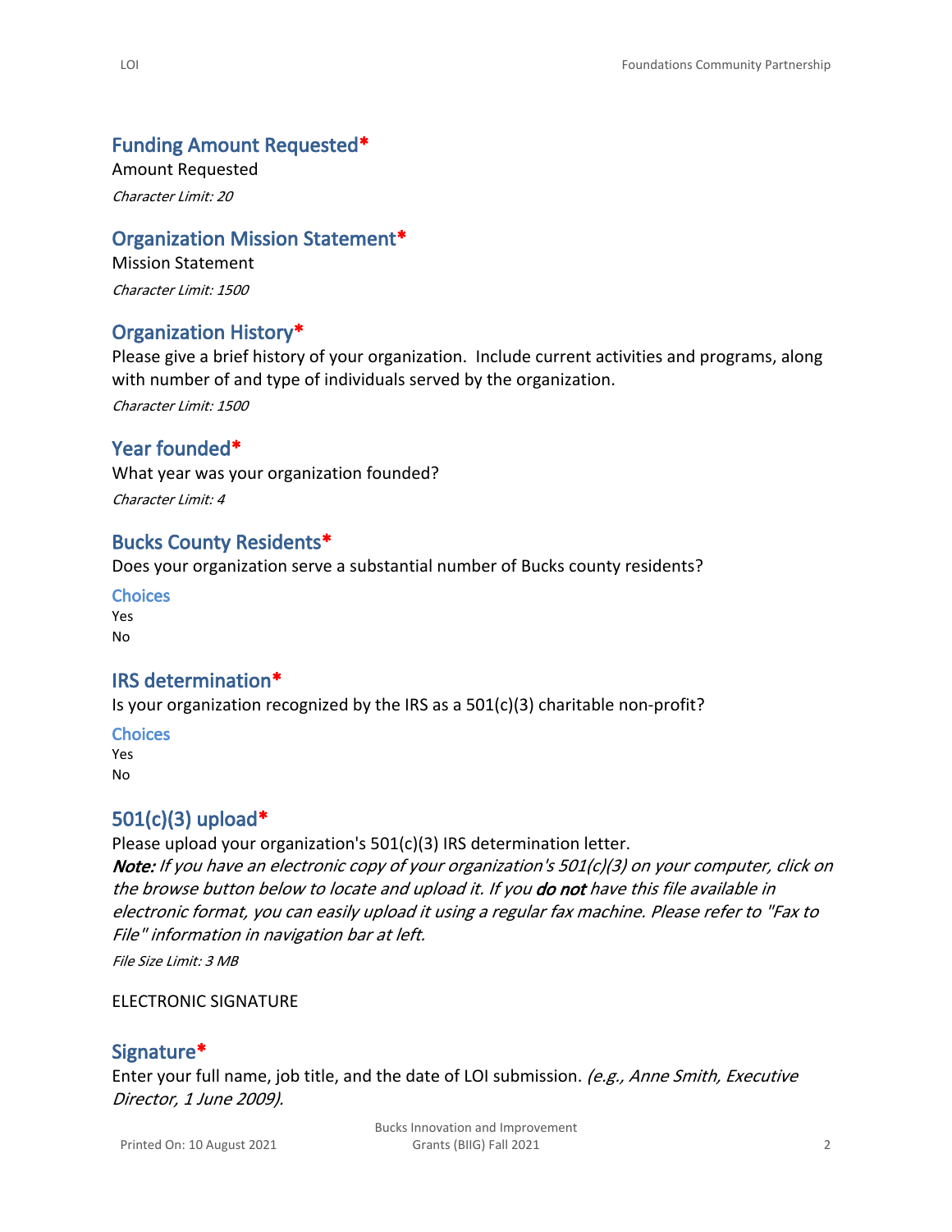## Funding Amount Requested*

Amount Requested

*Character Limit: 20*

## Organization Mission Statement*

Mission Statement

*Character Limit: 1500*

## Organization History*

Please give a brief history of your organization. Include current activities and programs, along with number of and type of individuals served by the organization.

*Character Limit: 1500*

## Year founded*

What year was your organization founded?

*Character Limit: 4*

## Bucks County Residents*

Does your organization serve a substantial number of Bucks county residents?

### Choices

Yes

No

## IRS determination*

Is your organization recognized by the IRS as a 501(c)(3) charitable non-profit?

### Choices

Yes

No

## 501(c)(3) upload*

Please upload your organization's 501(c)(3) IRS determination letter.

***Note:*** *If you have an electronic copy of your organization's 501(c)(3) on your computer, click on the browse button below to locate and upload it. If you* ***do not*** *have this file available in electronic format, you can easily upload it using a regular fax machine. Please refer to "Fax to File" information in navigation bar at left.*

*File Size Limit: 3 MB*

ELECTRONIC SIGNATURE

## Signature*

Enter your full name, job title, and the date of LOI submission. *(e.g., Anne Smith, Executive Director, 1 June 2009).*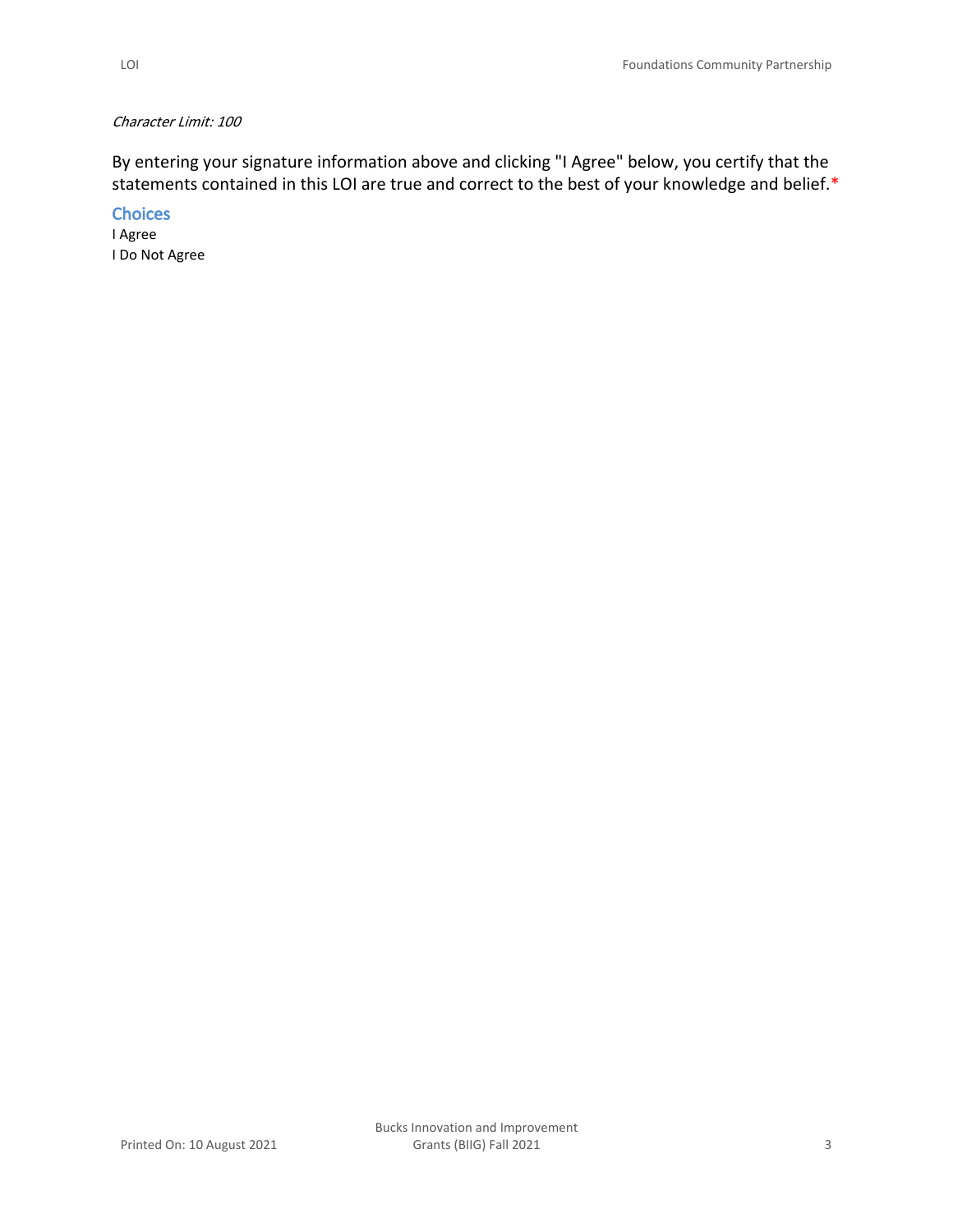*Character Limit: 100*

By entering your signature information above and clicking "I Agree" below, you certify that the statements contained in this LOI are true and correct to the best of your knowledge and belief.*

### Choices

I Agree
I Do Not Agree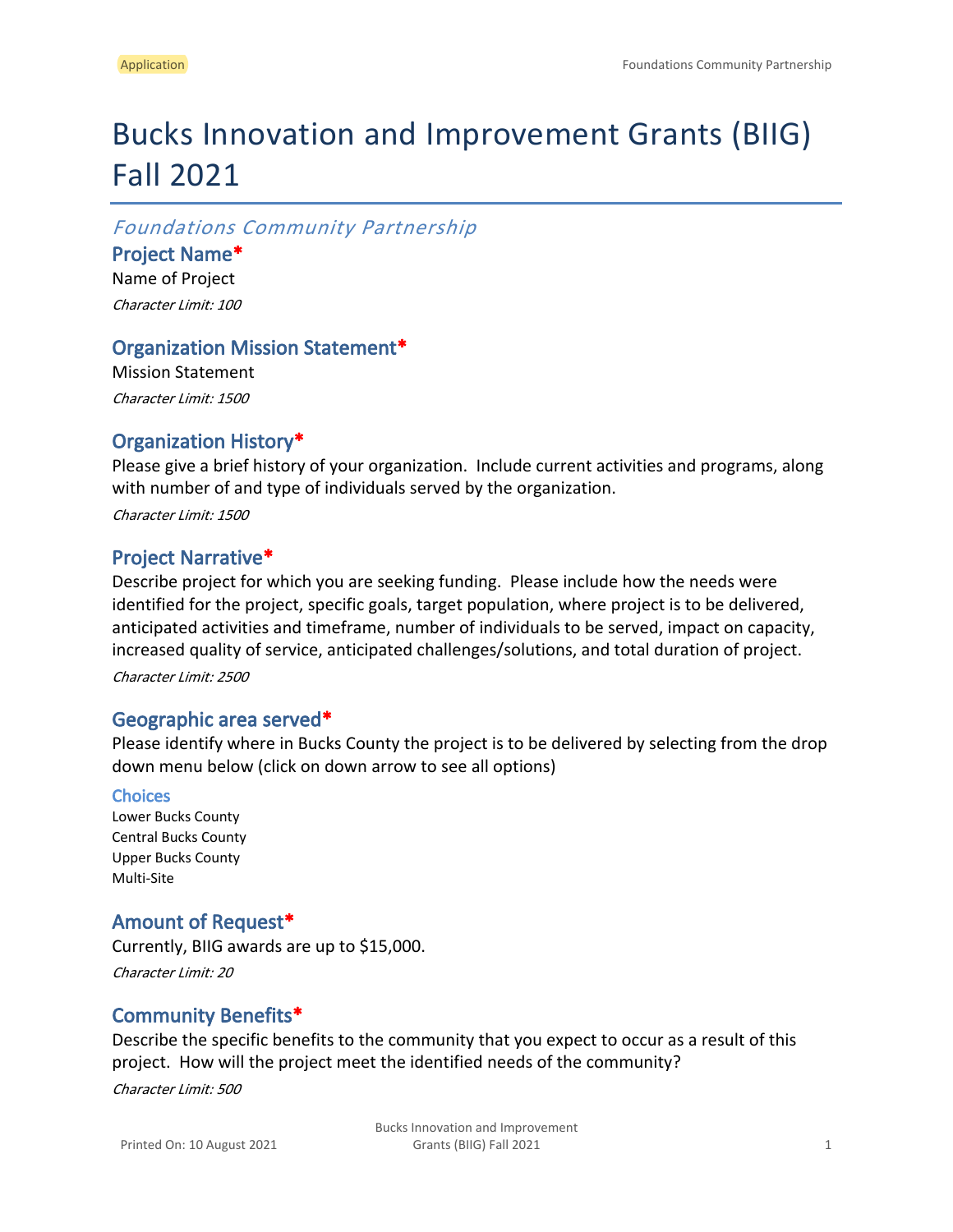# Bucks Innovation and Improvement Grants (BIIG) Fall 2021

*Foundations Community Partnership*

### Project Name*

Name of Project

*Character Limit: 100*

### Organization Mission Statement*

Mission Statement

*Character Limit: 1500*

### Organization History*

Please give a brief history of your organization. Include current activities and programs, along with number of and type of individuals served by the organization.

*Character Limit: 1500*

### Project Narrative*

Describe project for which you are seeking funding. Please include how the needs were identified for the project, specific goals, target population, where project is to be delivered, anticipated activities and timeframe, number of individuals to be served, impact on capacity, increased quality of service, anticipated challenges/solutions, and total duration of project.

*Character Limit: 2500*

### Geographic area served*

Please identify where in Bucks County the project is to be delivered by selecting from the drop down menu below (click on down arrow to see all options)

#### Choices

Lower Bucks County
Central Bucks County
Upper Bucks County
Multi-Site

### Amount of Request*

Currently, BIIG awards are up to $15,000.

*Character Limit: 20*

### Community Benefits*

Describe the specific benefits to the community that you expect to occur as a result of this project. How will the project meet the identified needs of the community?

*Character Limit: 500*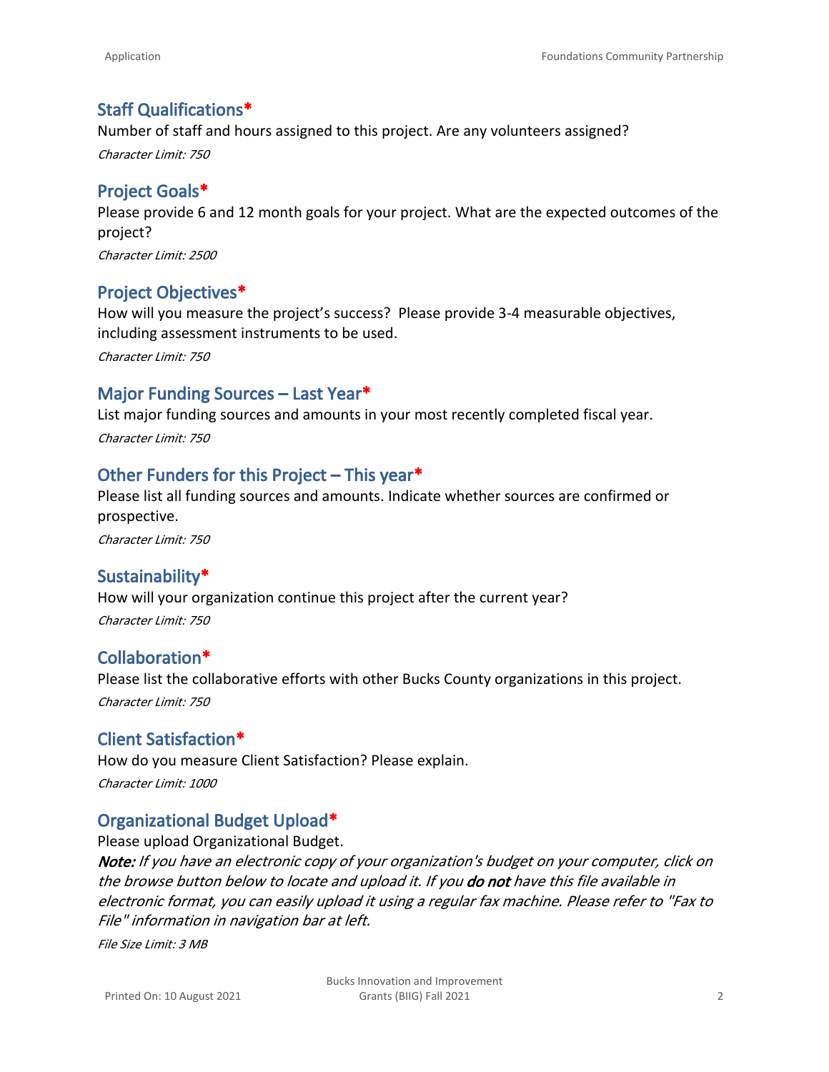## Staff Qualifications*

Number of staff and hours assigned to this project. Are any volunteers assigned?

*Character Limit: 750*

## Project Goals*

Please provide 6 and 12 month goals for your project. What are the expected outcomes of the project?

*Character Limit: 2500*

## Project Objectives*

How will you measure the project's success? Please provide 3-4 measurable objectives, including assessment instruments to be used.

*Character Limit: 750*

## Major Funding Sources – Last Year*

List major funding sources and amounts in your most recently completed fiscal year.

*Character Limit: 750*

## Other Funders for this Project – This year*

Please list all funding sources and amounts. Indicate whether sources are confirmed or prospective.

*Character Limit: 750*

## Sustainability*

How will your organization continue this project after the current year?

*Character Limit: 750*

## Collaboration*

Please list the collaborative efforts with other Bucks County organizations in this project.

*Character Limit: 750*

## Client Satisfaction*

How do you measure Client Satisfaction? Please explain.

*Character Limit: 1000*

## Organizational Budget Upload*

Please upload Organizational Budget.

***Note:*** *If you have an electronic copy of your organization's budget on your computer, click on the browse button below to locate and upload it. If you* ***do not*** *have this file available in electronic format, you can easily upload it using a regular fax machine. Please refer to "Fax to File" information in navigation bar at left.*

*File Size Limit: 3 MB*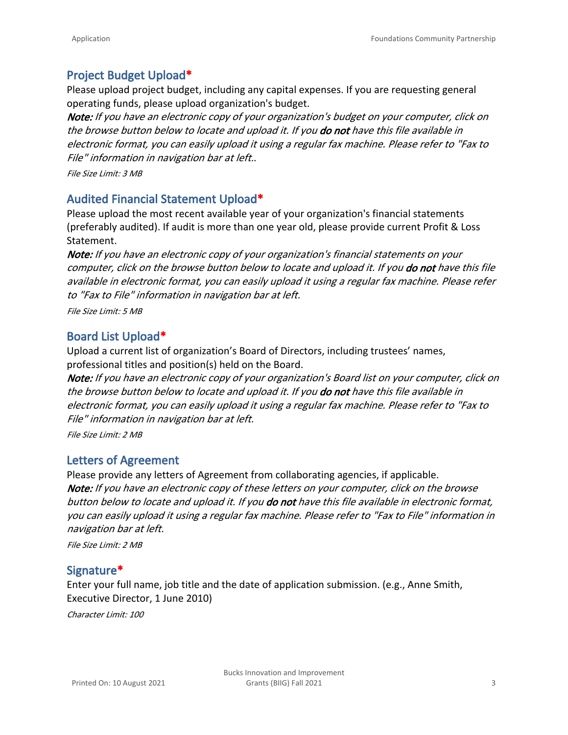## Project Budget Upload*

Please upload project budget, including any capital expenses. If you are requesting general operating funds, please upload organization's budget.

***Note:*** *If you have an electronic copy of your organization's budget on your computer, click on the browse button below to locate and upload it. If you* ***do not*** *have this file available in electronic format, you can easily upload it using a regular fax machine. Please refer to "Fax to File" information in navigation bar at left..*

*File Size Limit: 3 MB*

## Audited Financial Statement Upload*

Please upload the most recent available year of your organization's financial statements (preferably audited). If audit is more than one year old, please provide current Profit & Loss Statement.

***Note:*** *If you have an electronic copy of your organization's financial statements on your computer, click on the browse button below to locate and upload it. If you* ***do not*** *have this file available in electronic format, you can easily upload it using a regular fax machine. Please refer to "Fax to File" information in navigation bar at left.*

*File Size Limit: 5 MB*

## Board List Upload*

Upload a current list of organization's Board of Directors, including trustees' names, professional titles and position(s) held on the Board.

***Note:*** *If you have an electronic copy of your organization's Board list on your computer, click on the browse button below to locate and upload it. If you* ***do not*** *have this file available in electronic format, you can easily upload it using a regular fax machine. Please refer to "Fax to File" information in navigation bar at left.*

*File Size Limit: 2 MB*

## Letters of Agreement

Please provide any letters of Agreement from collaborating agencies, if applicable.

***Note:*** *If you have an electronic copy of these letters on your computer, click on the browse button below to locate and upload it. If you* ***do not*** *have this file available in electronic format, you can easily upload it using a regular fax machine. Please refer to "Fax to File" information in navigation bar at left.*

*File Size Limit: 2 MB*

## Signature*

Enter your full name, job title and the date of application submission. (e.g., Anne Smith, Executive Director, 1 June 2010)

*Character Limit: 100*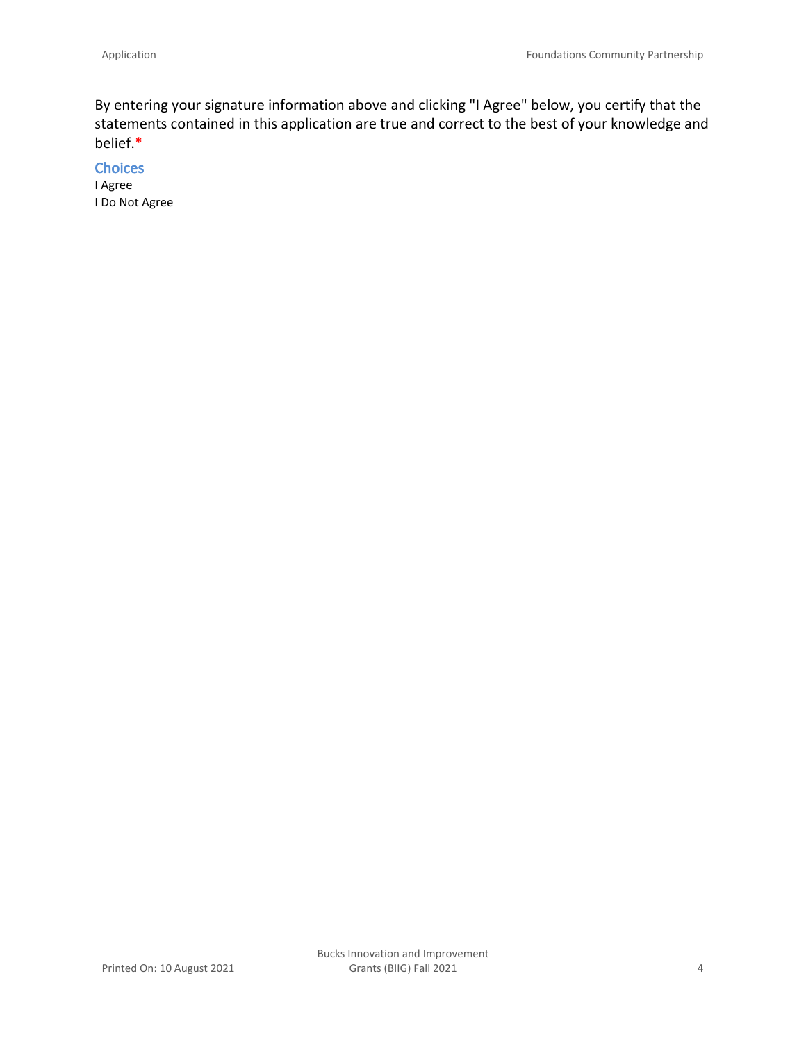By entering your signature information above and clicking "I Agree" below, you certify that the statements contained in this application are true and correct to the best of your knowledge and belief.*

### Choices

I Agree
I Do Not Agree